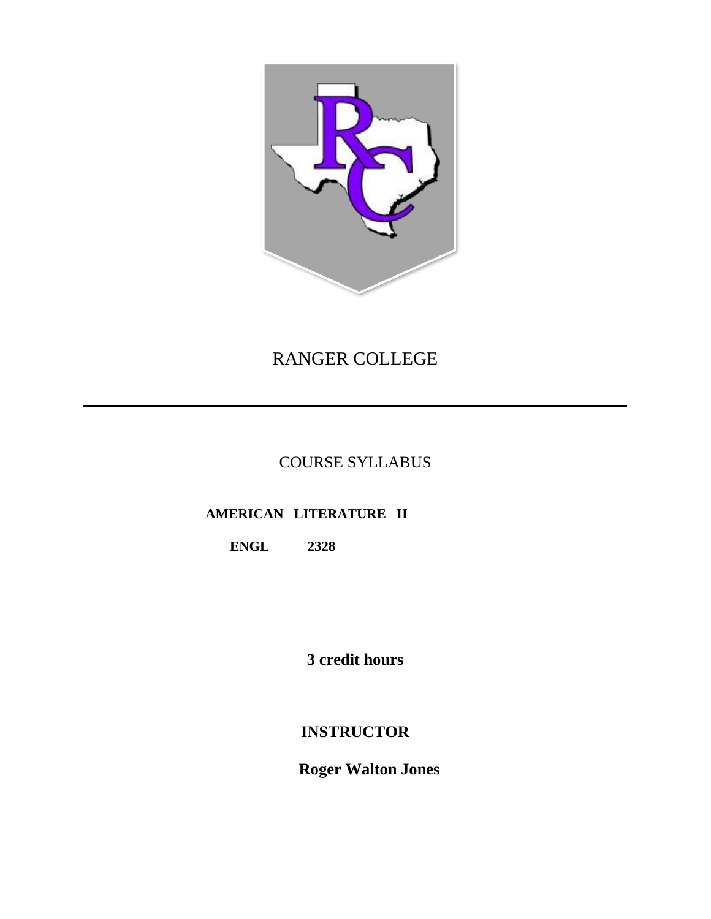# RANGER COLLEGE

---

## COURSE SYLLABUS

**AMERICAN LITERATURE II**

**ENGL 2328**

**3 credit hours**

**INSTRUCTOR**

**Roger Walton Jones**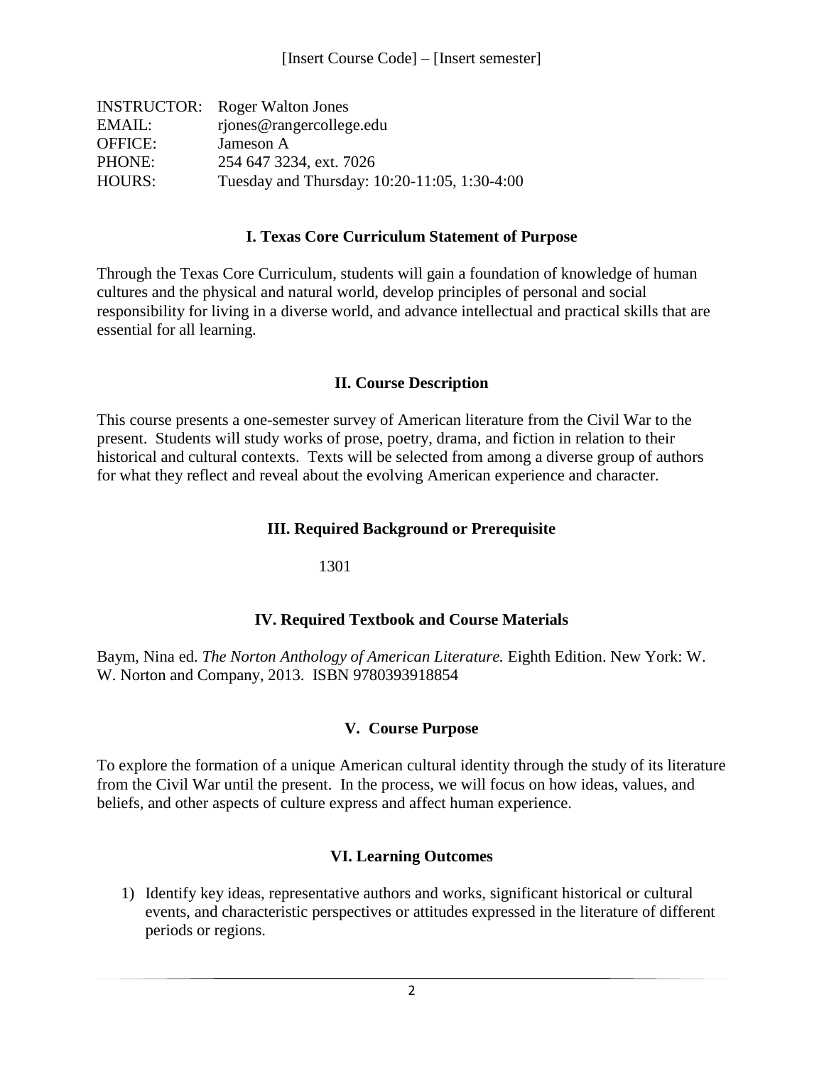[Insert Course Code] – [Insert semester]

| | |
|---|---|
| INSTRUCTOR: | Roger Walton Jones |
| EMAIL: | rjones@rangercollege.edu |
| OFFICE: | Jameson A |
| PHONE: | 254 647 3234, ext. 7026 |
| HOURS: | Tuesday and Thursday: 10:20-11:05, 1:30-4:00 |

## I. Texas Core Curriculum Statement of Purpose

Through the Texas Core Curriculum, students will gain a foundation of knowledge of human cultures and the physical and natural world, develop principles of personal and social responsibility for living in a diverse world, and advance intellectual and practical skills that are essential for all learning.

## II. Course Description

This course presents a one-semester survey of American literature from the Civil War to the present. Students will study works of prose, poetry, drama, and fiction in relation to their historical and cultural contexts. Texts will be selected from among a diverse group of authors for what they reflect and reveal about the evolving American experience and character.

## III. Required Background or Prerequisite

1301

## IV. Required Textbook and Course Materials

Baym, Nina ed. *The Norton Anthology of American Literature.* Eighth Edition. New York: W. W. Norton and Company, 2013. ISBN 9780393918854

## V. Course Purpose

To explore the formation of a unique American cultural identity through the study of its literature from the Civil War until the present. In the process, we will focus on how ideas, values, and beliefs, and other aspects of culture express and affect human experience.

## VI. Learning Outcomes

1) Identify key ideas, representative authors and works, significant historical or cultural events, and characteristic perspectives or attitudes expressed in the literature of different periods or regions.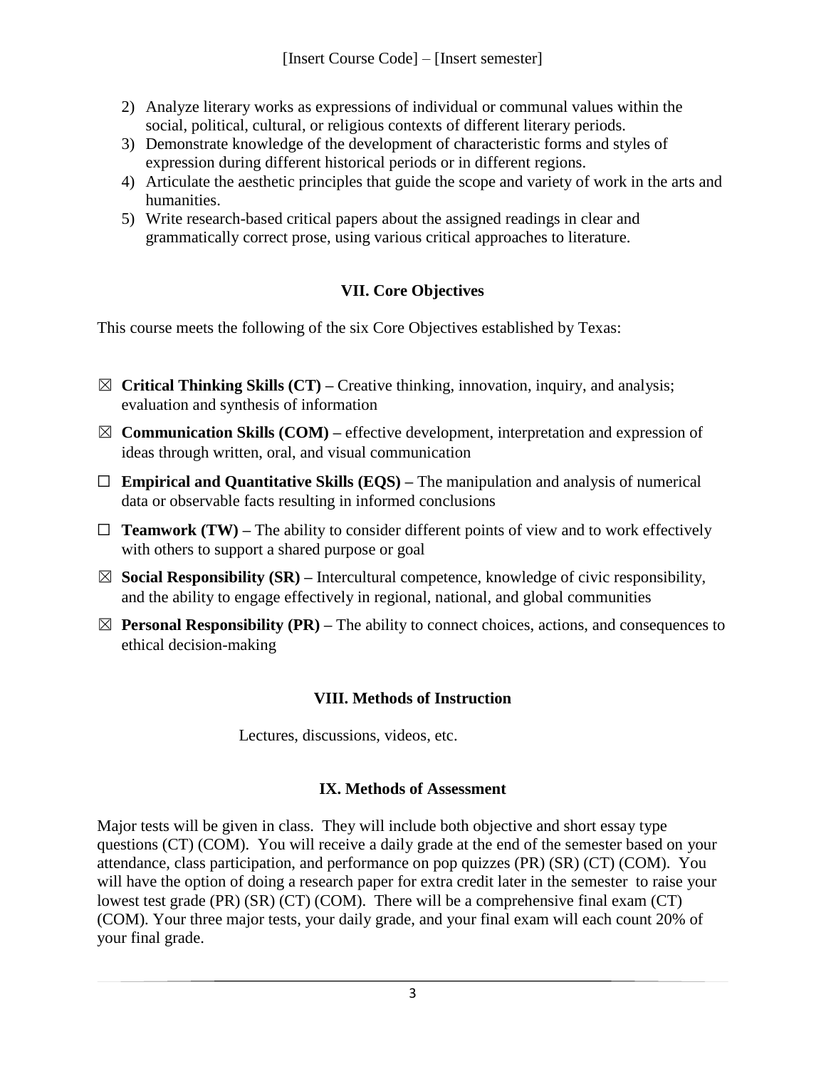2) Analyze literary works as expressions of individual or communal values within the social, political, cultural, or religious contexts of different literary periods.
3) Demonstrate knowledge of the development of characteristic forms and styles of expression during different historical periods or in different regions.
4) Articulate the aesthetic principles that guide the scope and variety of work in the arts and humanities.
5) Write research-based critical papers about the assigned readings in clear and grammatically correct prose, using various critical approaches to literature.

## VII. Core Objectives

This course meets the following of the six Core Objectives established by Texas:

☒ **Critical Thinking Skills (CT) –** Creative thinking, innovation, inquiry, and analysis; evaluation and synthesis of information

☒ **Communication Skills (COM) –** effective development, interpretation and expression of ideas through written, oral, and visual communication

☐ **Empirical and Quantitative Skills (EQS) –** The manipulation and analysis of numerical data or observable facts resulting in informed conclusions

☐ **Teamwork (TW) –** The ability to consider different points of view and to work effectively with others to support a shared purpose or goal

☒ **Social Responsibility (SR) –** Intercultural competence, knowledge of civic responsibility, and the ability to engage effectively in regional, national, and global communities

☒ **Personal Responsibility (PR) –** The ability to connect choices, actions, and consequences to ethical decision-making

## VIII. Methods of Instruction

Lectures, discussions, videos, etc.

## IX. Methods of Assessment

Major tests will be given in class. They will include both objective and short essay type questions (CT) (COM). You will receive a daily grade at the end of the semester based on your attendance, class participation, and performance on pop quizzes (PR) (SR) (CT) (COM). You will have the option of doing a research paper for extra credit later in the semester to raise your lowest test grade (PR) (SR) (CT) (COM). There will be a comprehensive final exam (CT) (COM). Your three major tests, your daily grade, and your final exam will each count 20% of your final grade.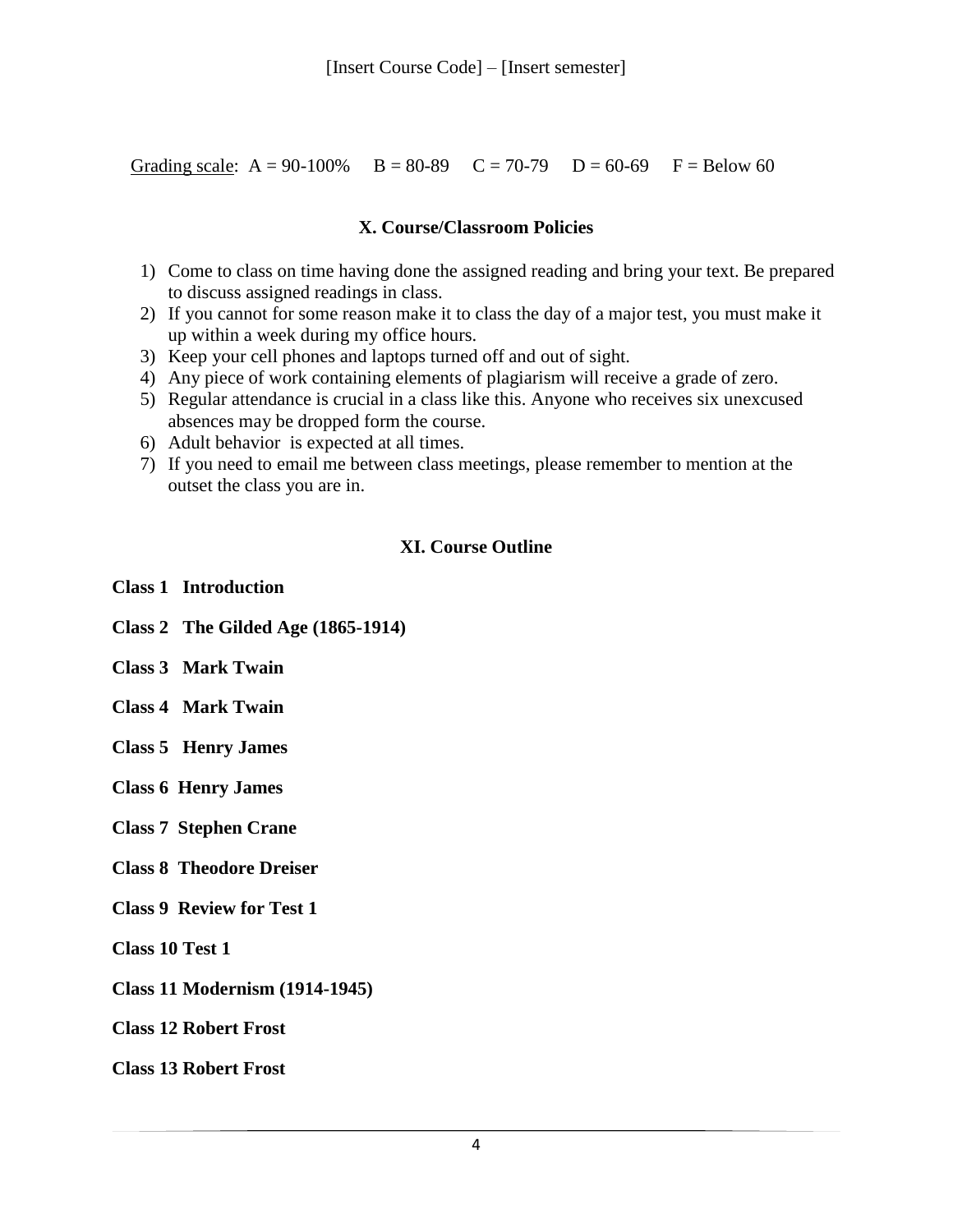<u>Grading scale</u>: A = 90-100% B = 80-89 C = 70-79 D = 60-69 F = Below 60

### X. Course/Classroom Policies

1) Come to class on time having done the assigned reading and bring your text. Be prepared to discuss assigned readings in class.
2) If you cannot for some reason make it to class the day of a major test, you must make it up within a week during my office hours.
3) Keep your cell phones and laptops turned off and out of sight.
4) Any piece of work containing elements of plagiarism will receive a grade of zero.
5) Regular attendance is crucial in a class like this. Anyone who receives six unexcused absences may be dropped form the course.
6) Adult behavior is expected at all times.
7) If you need to email me between class meetings, please remember to mention at the outset the class you are in.

### XI. Course Outline

**Class 1 Introduction**

**Class 2 The Gilded Age (1865-1914)**

**Class 3 Mark Twain**

**Class 4 Mark Twain**

**Class 5 Henry James**

**Class 6 Henry James**

**Class 7 Stephen Crane**

**Class 8 Theodore Dreiser**

**Class 9 Review for Test 1**

**Class 10 Test 1**

**Class 11 Modernism (1914-1945)**

**Class 12 Robert Frost**

**Class 13 Robert Frost**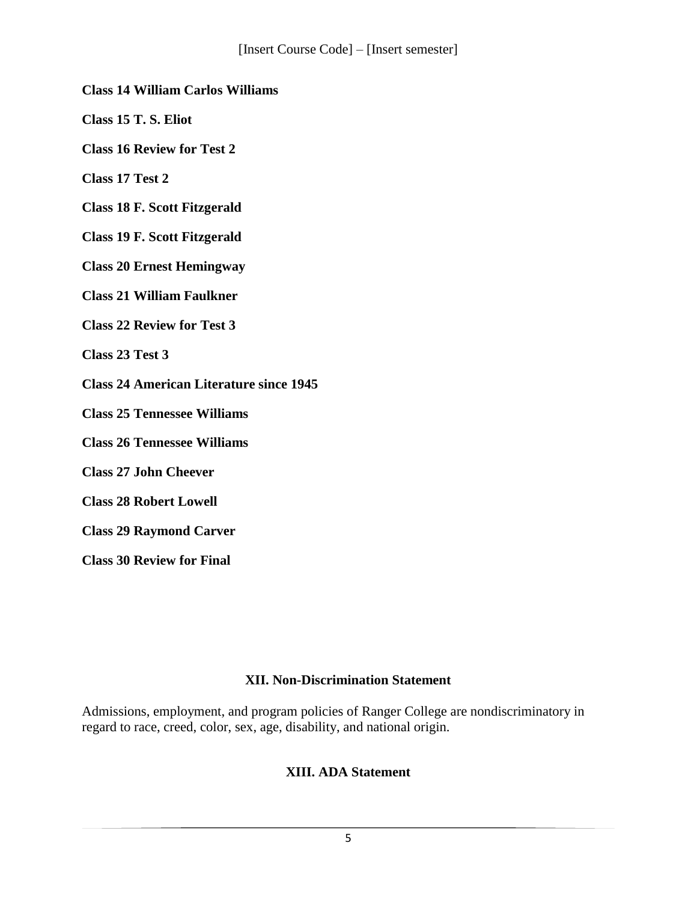**Class 14 William Carlos Williams**

**Class 15 T. S. Eliot**

**Class 16 Review for Test 2**

**Class 17 Test 2**

**Class 18 F. Scott Fitzgerald**

**Class 19 F. Scott Fitzgerald**

**Class 20 Ernest Hemingway**

**Class 21 William Faulkner**

**Class 22 Review for Test 3**

**Class 23 Test 3**

**Class 24 American Literature since 1945**

**Class 25 Tennessee Williams**

**Class 26 Tennessee Williams**

**Class 27 John Cheever**

**Class 28 Robert Lowell**

**Class 29 Raymond Carver**

**Class 30 Review for Final**

## XII. Non-Discrimination Statement

Admissions, employment, and program policies of Ranger College are nondiscriminatory in regard to race, creed, color, sex, age, disability, and national origin.

## XIII. ADA Statement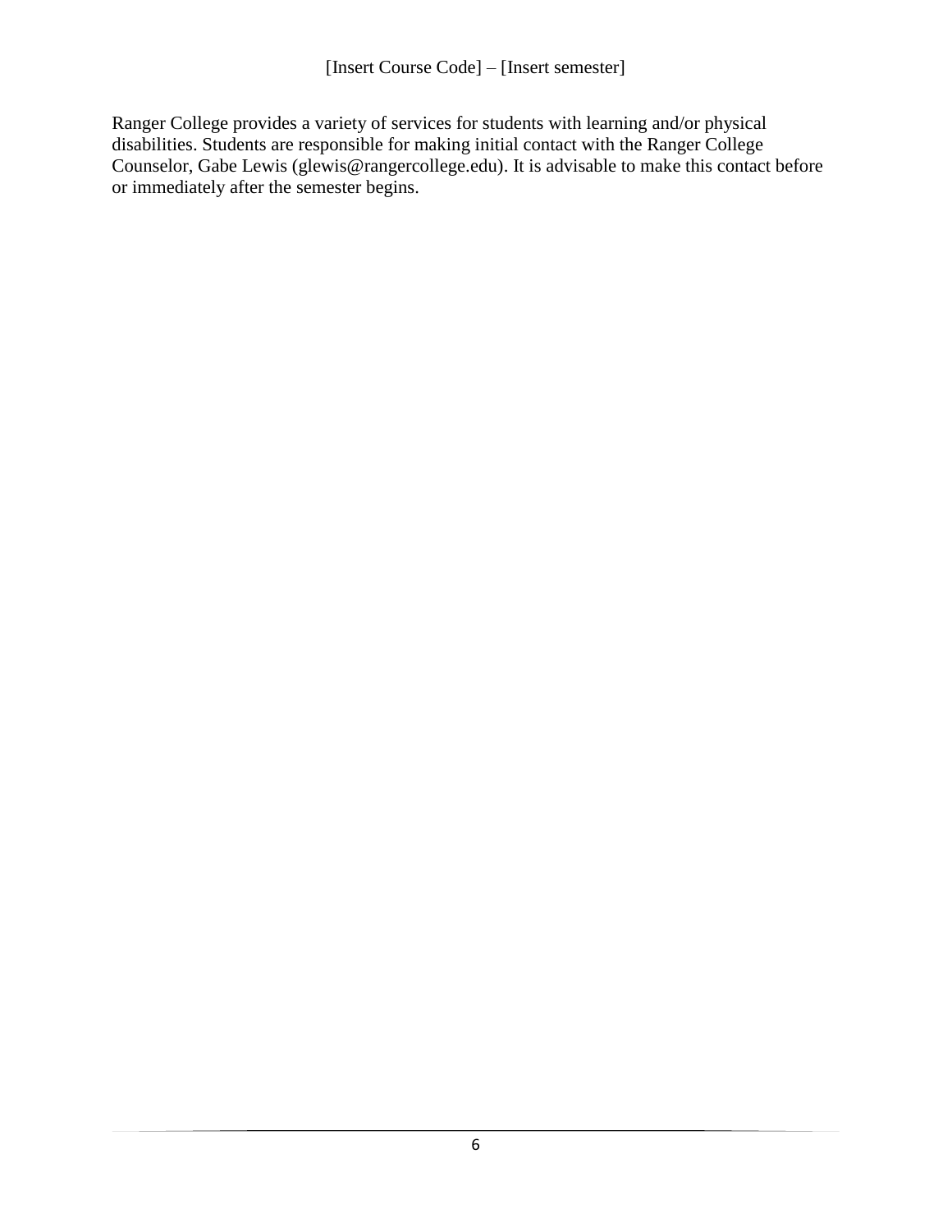Ranger College provides a variety of services for students with learning and/or physical disabilities. Students are responsible for making initial contact with the Ranger College Counselor, Gabe Lewis (glewis@rangercollege.edu). It is advisable to make this contact before or immediately after the semester begins.